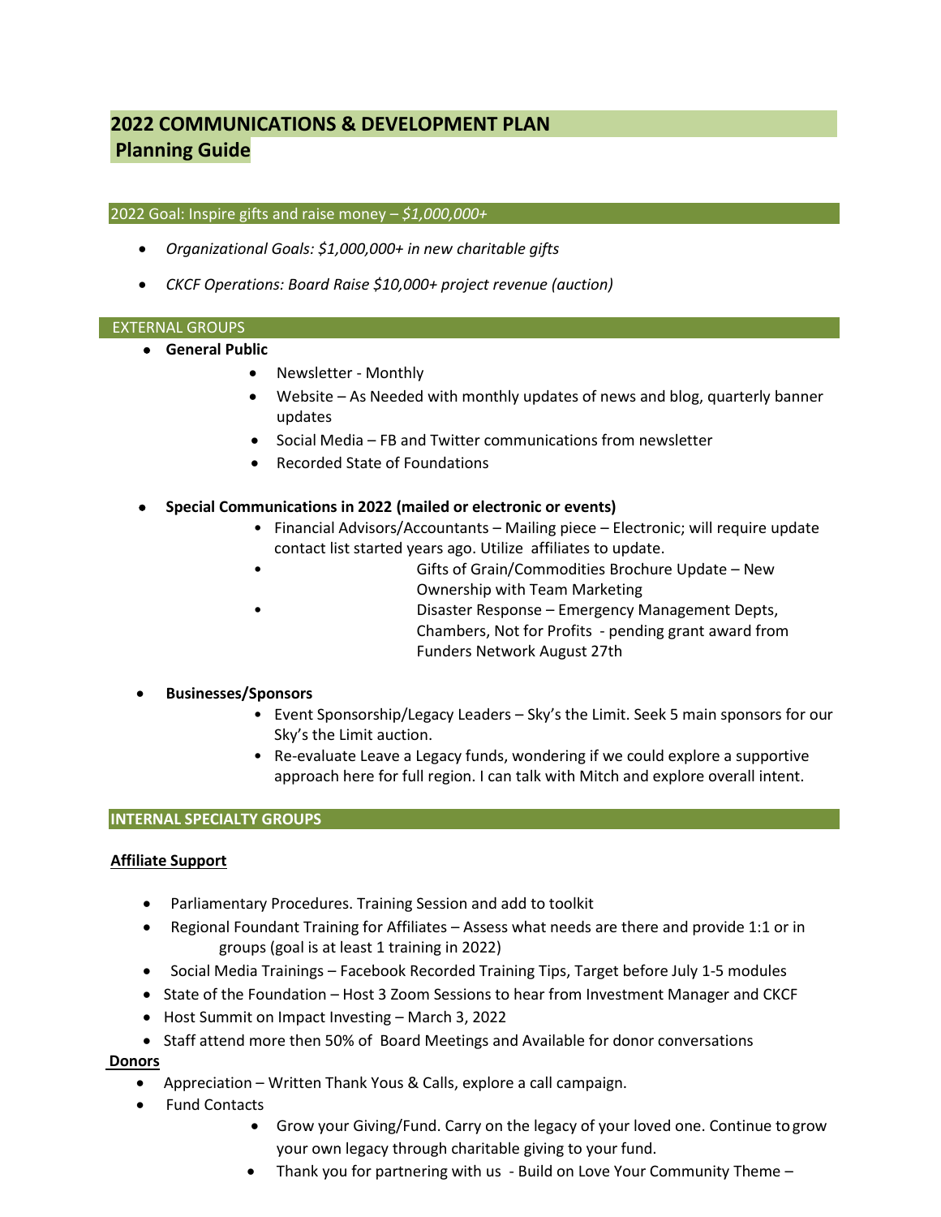# 2022 COMMUNICATIONS & DEVELOPMENT PLAN
# Planning Guide

## 2022 Goal: Inspire gifts and raise money – *$1,000,000+*

- *Organizational Goals: $1,000,000+ in new charitable gifts*
- *CKCF Operations: Board Raise $10,000+ project revenue (auction)*

## EXTERNAL GROUPS

- **General Public**
  - Newsletter - Monthly
  - Website – As Needed with monthly updates of news and blog, quarterly banner updates
  - Social Media – FB and Twitter communications from newsletter
  - Recorded State of Foundations

- **Special Communications in 2022 (mailed or electronic or events)**
  - Financial Advisors/Accountants – Mailing piece – Electronic; will require update contact list started years ago. Utilize affiliates to update.
  - Gifts of Grain/Commodities Brochure Update – New Ownership with Team Marketing
  - Disaster Response – Emergency Management Depts, Chambers, Not for Profits - pending grant award from Funders Network August 27th

- **Businesses/Sponsors**
  - Event Sponsorship/Legacy Leaders – Sky's the Limit. Seek 5 main sponsors for our Sky's the Limit auction.
  - Re-evaluate Leave a Legacy funds, wondering if we could explore a supportive approach here for full region. I can talk with Mitch and explore overall intent.

## INTERNAL SPECIALTY GROUPS

**Affiliate Support**

- Parliamentary Procedures. Training Session and add to toolkit
- Regional Foundant Training for Affiliates – Assess what needs are there and provide 1:1 or in groups (goal is at least 1 training in 2022)
- Social Media Trainings – Facebook Recorded Training Tips, Target before July 1-5 modules
- State of the Foundation – Host 3 Zoom Sessions to hear from Investment Manager and CKCF
- Host Summit on Impact Investing – March 3, 2022
- Staff attend more then 50% of Board Meetings and Available for donor conversations

**Donors**

- Appreciation – Written Thank Yous & Calls, explore a call campaign.
- Fund Contacts
  - Grow your Giving/Fund. Carry on the legacy of your loved one. Continue to grow your own legacy through charitable giving to your fund.
  - Thank you for partnering with us - Build on Love Your Community Theme –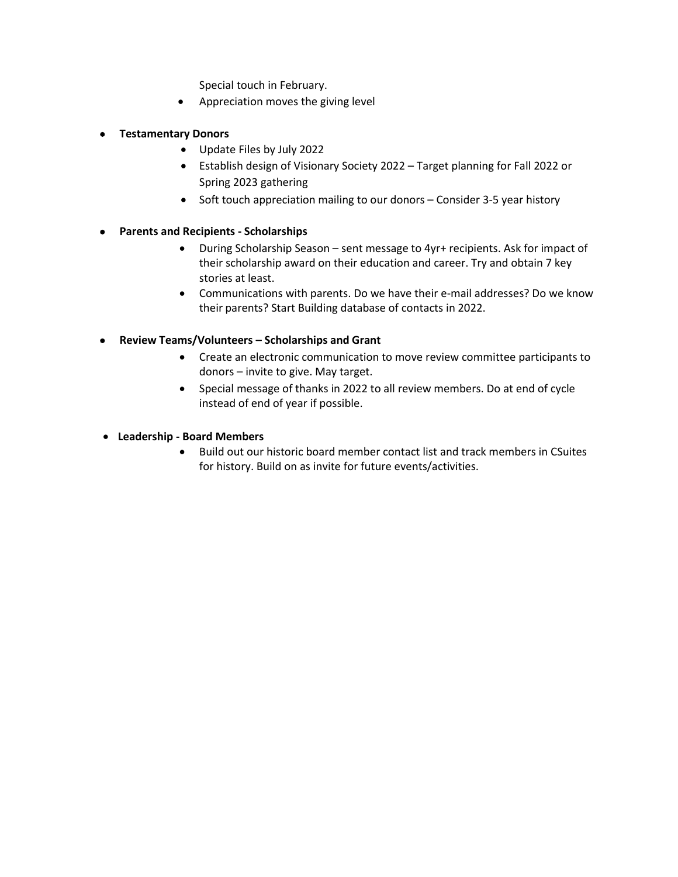Special touch in February.
    - Appreciation moves the giving level

- **Testamentary Donors**
    - Update Files by July 2022
    - Establish design of Visionary Society 2022 – Target planning for Fall 2022 or Spring 2023 gathering
    - Soft touch appreciation mailing to our donors – Consider 3-5 year history

- **Parents and Recipients - Scholarships**
    - During Scholarship Season – sent message to 4yr+ recipients. Ask for impact of their scholarship award on their education and career. Try and obtain 7 key stories at least.
    - Communications with parents. Do we have their e-mail addresses? Do we know their parents? Start Building database of contacts in 2022.

- **Review Teams/Volunteers – Scholarships and Grant**
    - Create an electronic communication to move review committee participants to donors – invite to give. May target.
    - Special message of thanks in 2022 to all review members. Do at end of cycle instead of end of year if possible.

- **Leadership - Board Members**
    - Build out our historic board member contact list and track members in CSuites for history. Build on as invite for future events/activities.